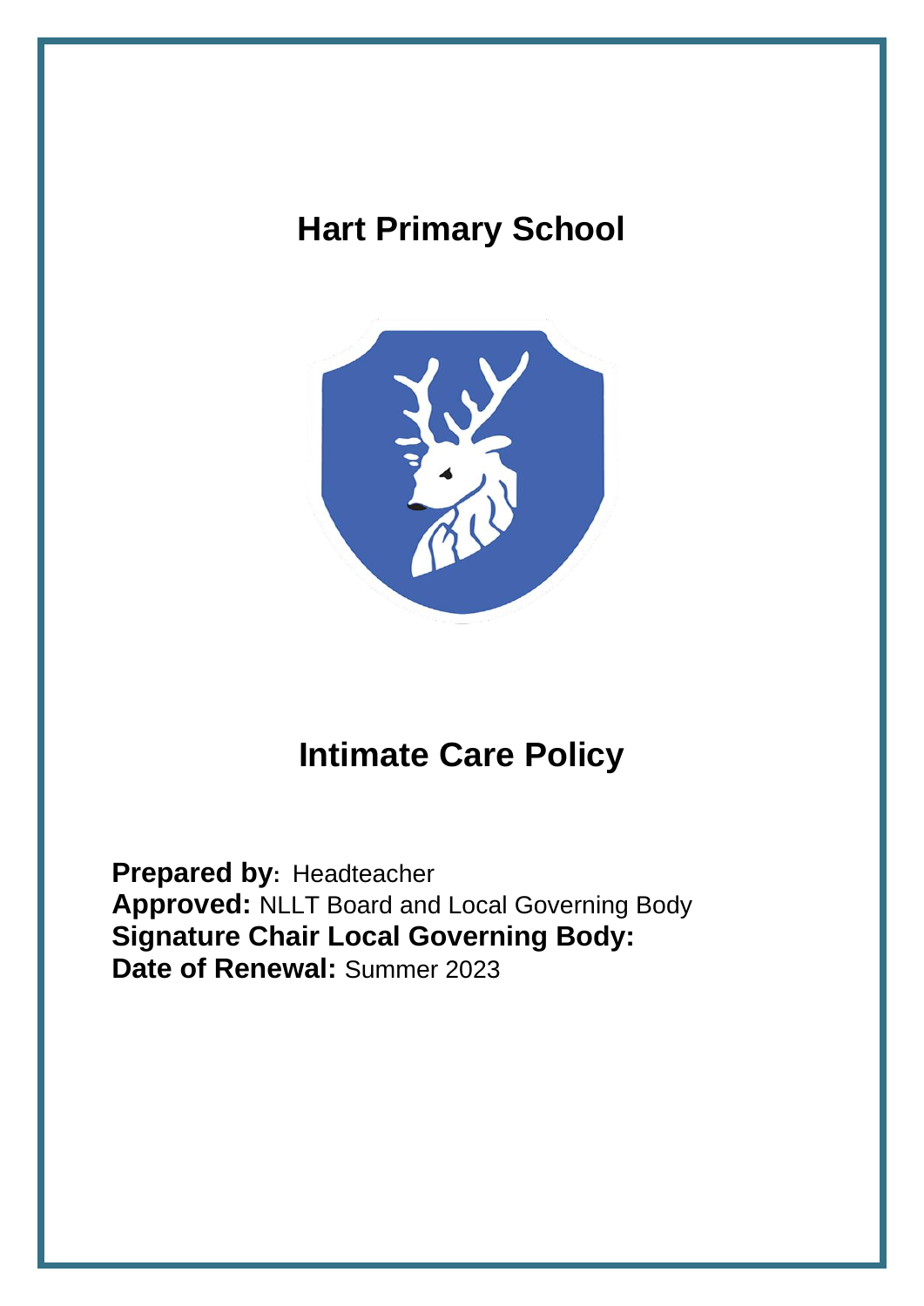# Hart Primary School

# Intimate Care Policy

**Prepared by:** Headteacher
**Approved:** NLLT Board and Local Governing Body
**Signature Chair Local Governing Body:**
**Date of Renewal:** Summer 2023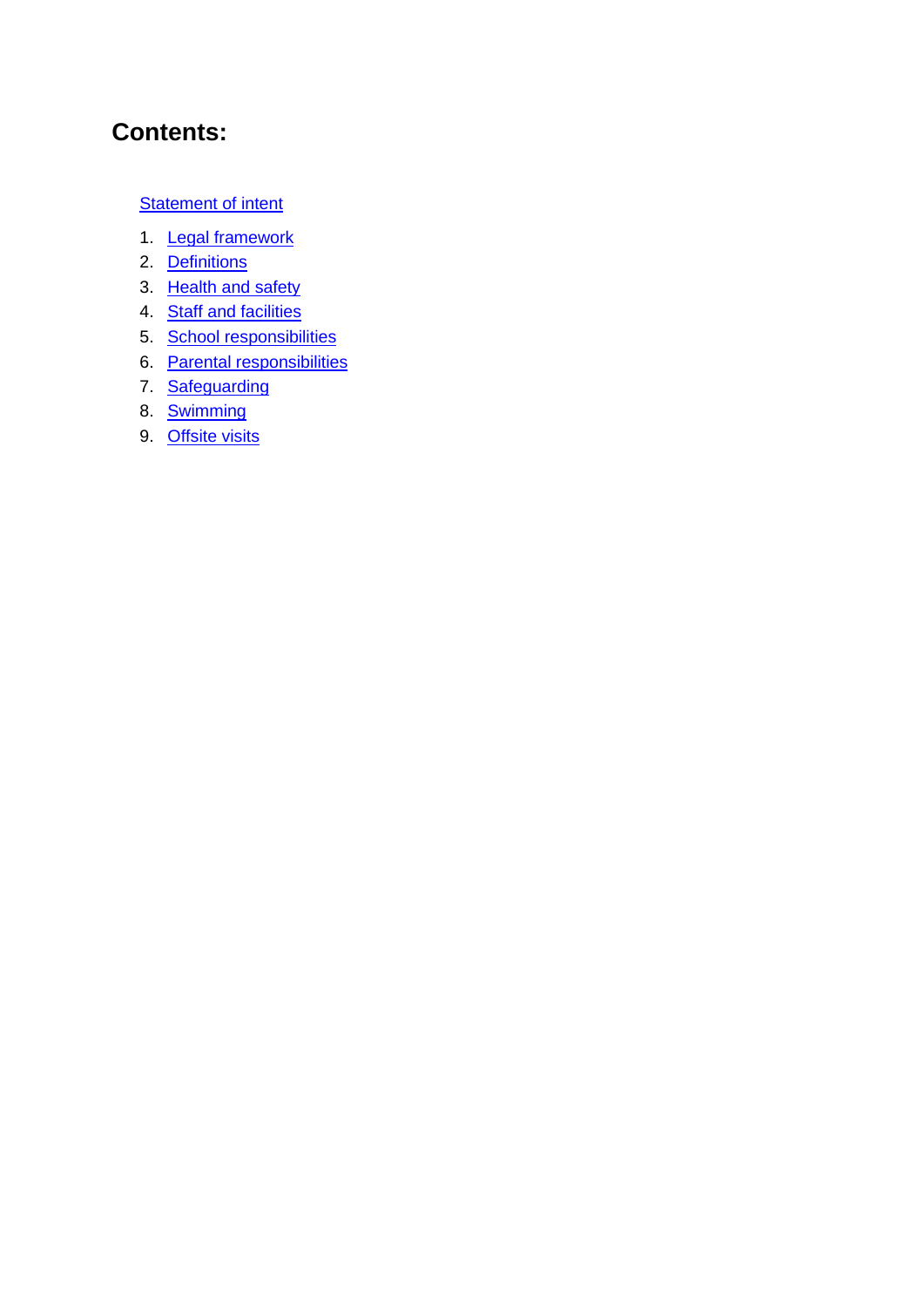## Contents:

Statement of intent

1. Legal framework
2. Definitions
3. Health and safety
4. Staff and facilities
5. School responsibilities
6. Parental responsibilities
7. Safeguarding
8. Swimming
9. Offsite visits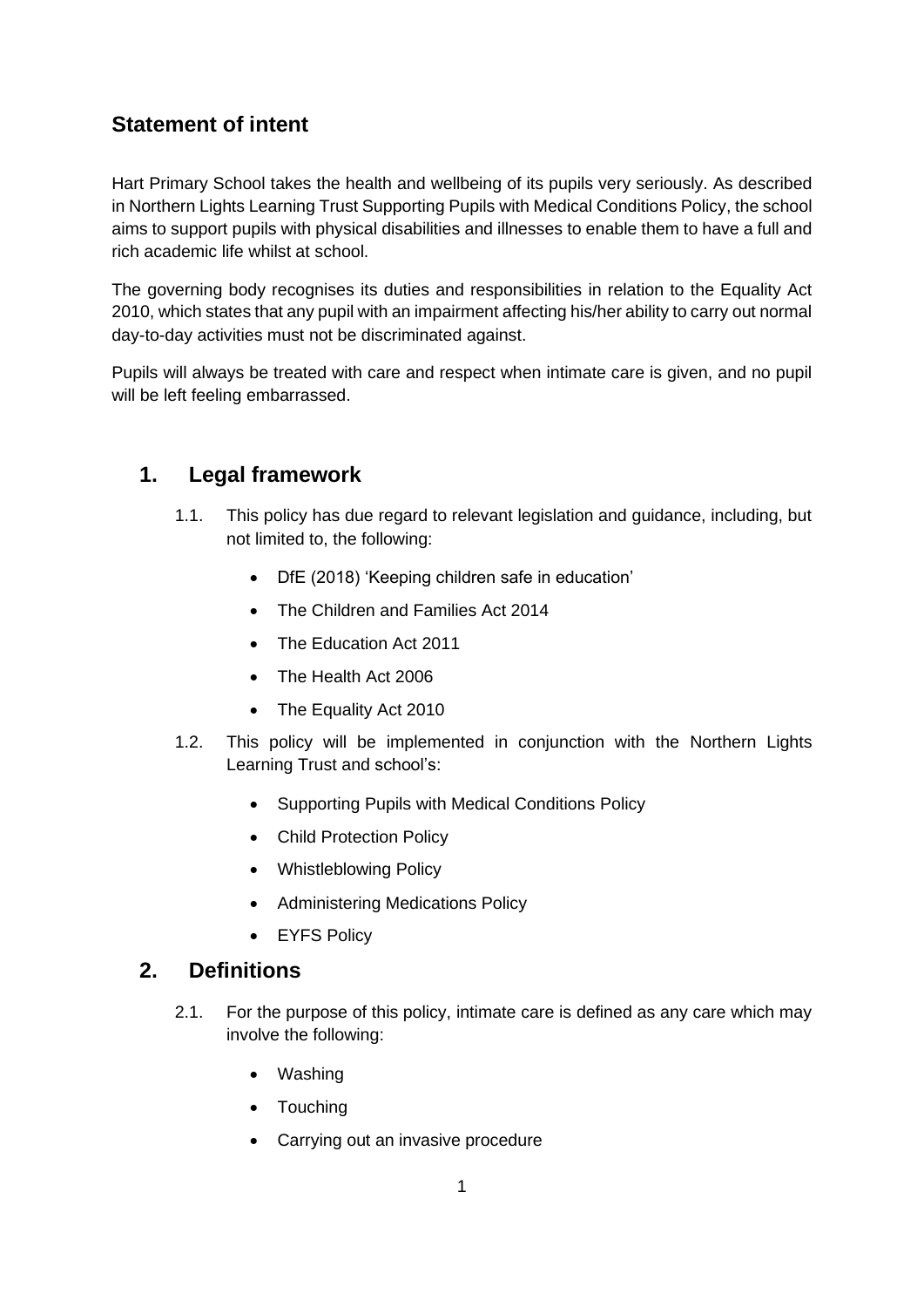## Statement of intent

Hart Primary School takes the health and wellbeing of its pupils very seriously. As described in Northern Lights Learning Trust Supporting Pupils with Medical Conditions Policy, the school aims to support pupils with physical disabilities and illnesses to enable them to have a full and rich academic life whilst at school.

The governing body recognises its duties and responsibilities in relation to the Equality Act 2010, which states that any pupil with an impairment affecting his/her ability to carry out normal day-to-day activities must not be discriminated against.

Pupils will always be treated with care and respect when intimate care is given, and no pupil will be left feeling embarrassed.

## 1. Legal framework

1.1. This policy has due regard to relevant legislation and guidance, including, but not limited to, the following:

- DfE (2018) 'Keeping children safe in education'
- The Children and Families Act 2014
- The Education Act 2011
- The Health Act 2006
- The Equality Act 2010

1.2. This policy will be implemented in conjunction with the Northern Lights Learning Trust and school's:

- Supporting Pupils with Medical Conditions Policy
- Child Protection Policy
- Whistleblowing Policy
- Administering Medications Policy
- EYFS Policy

## 2. Definitions

2.1. For the purpose of this policy, intimate care is defined as any care which may involve the following:

- Washing
- Touching
- Carrying out an invasive procedure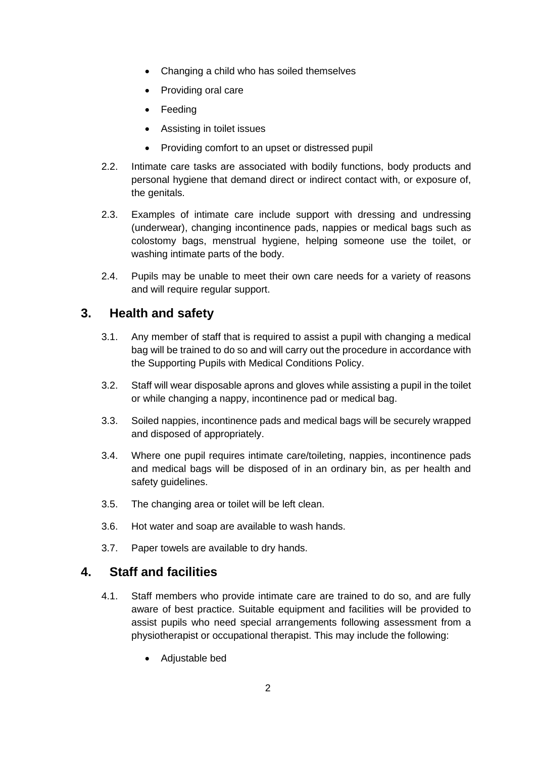- Changing a child who has soiled themselves
- Providing oral care
- Feeding
- Assisting in toilet issues
- Providing comfort to an upset or distressed pupil

2.2. Intimate care tasks are associated with bodily functions, body products and personal hygiene that demand direct or indirect contact with, or exposure of, the genitals.

2.3. Examples of intimate care include support with dressing and undressing (underwear), changing incontinence pads, nappies or medical bags such as colostomy bags, menstrual hygiene, helping someone use the toilet, or washing intimate parts of the body.

2.4. Pupils may be unable to meet their own care needs for a variety of reasons and will require regular support.

## 3. Health and safety

3.1. Any member of staff that is required to assist a pupil with changing a medical bag will be trained to do so and will carry out the procedure in accordance with the Supporting Pupils with Medical Conditions Policy.

3.2. Staff will wear disposable aprons and gloves while assisting a pupil in the toilet or while changing a nappy, incontinence pad or medical bag.

3.3. Soiled nappies, incontinence pads and medical bags will be securely wrapped and disposed of appropriately.

3.4. Where one pupil requires intimate care/toileting, nappies, incontinence pads and medical bags will be disposed of in an ordinary bin, as per health and safety guidelines.

3.5. The changing area or toilet will be left clean.

3.6. Hot water and soap are available to wash hands.

3.7. Paper towels are available to dry hands.

## 4. Staff and facilities

4.1. Staff members who provide intimate care are trained to do so, and are fully aware of best practice. Suitable equipment and facilities will be provided to assist pupils who need special arrangements following assessment from a physiotherapist or occupational therapist. This may include the following:

- Adjustable bed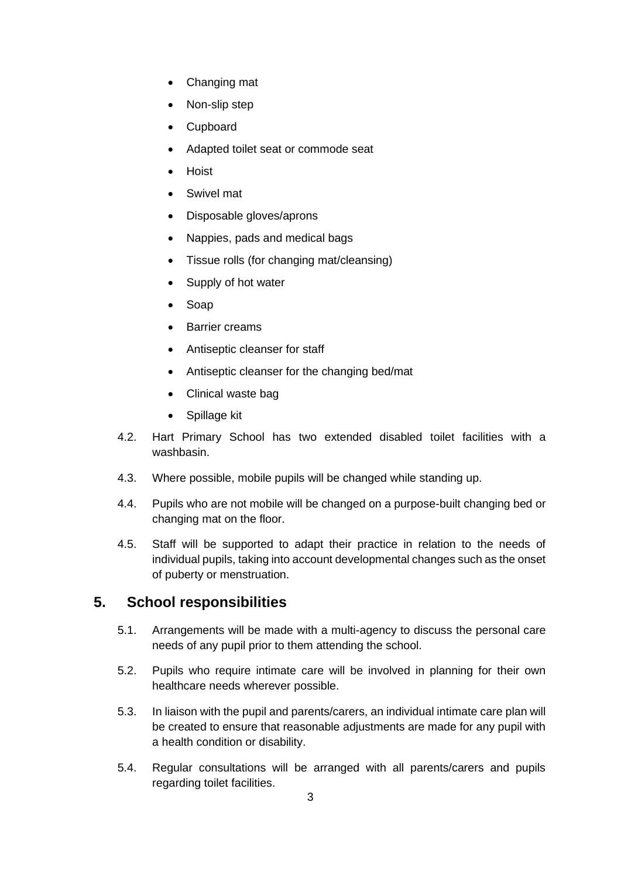- Changing mat
- Non-slip step
- Cupboard
- Adapted toilet seat or commode seat
- Hoist
- Swivel mat
- Disposable gloves/aprons
- Nappies, pads and medical bags
- Tissue rolls (for changing mat/cleansing)
- Supply of hot water
- Soap
- Barrier creams
- Antiseptic cleanser for staff
- Antiseptic cleanser for the changing bed/mat
- Clinical waste bag
- Spillage kit

4.2. Hart Primary School has two extended disabled toilet facilities with a washbasin.

4.3. Where possible, mobile pupils will be changed while standing up.

4.4. Pupils who are not mobile will be changed on a purpose-built changing bed or changing mat on the floor.

4.5. Staff will be supported to adapt their practice in relation to the needs of individual pupils, taking into account developmental changes such as the onset of puberty or menstruation.

## 5. School responsibilities

5.1. Arrangements will be made with a multi-agency to discuss the personal care needs of any pupil prior to them attending the school.

5.2. Pupils who require intimate care will be involved in planning for their own healthcare needs wherever possible.

5.3. In liaison with the pupil and parents/carers, an individual intimate care plan will be created to ensure that reasonable adjustments are made for any pupil with a health condition or disability.

5.4. Regular consultations will be arranged with all parents/carers and pupils regarding toilet facilities.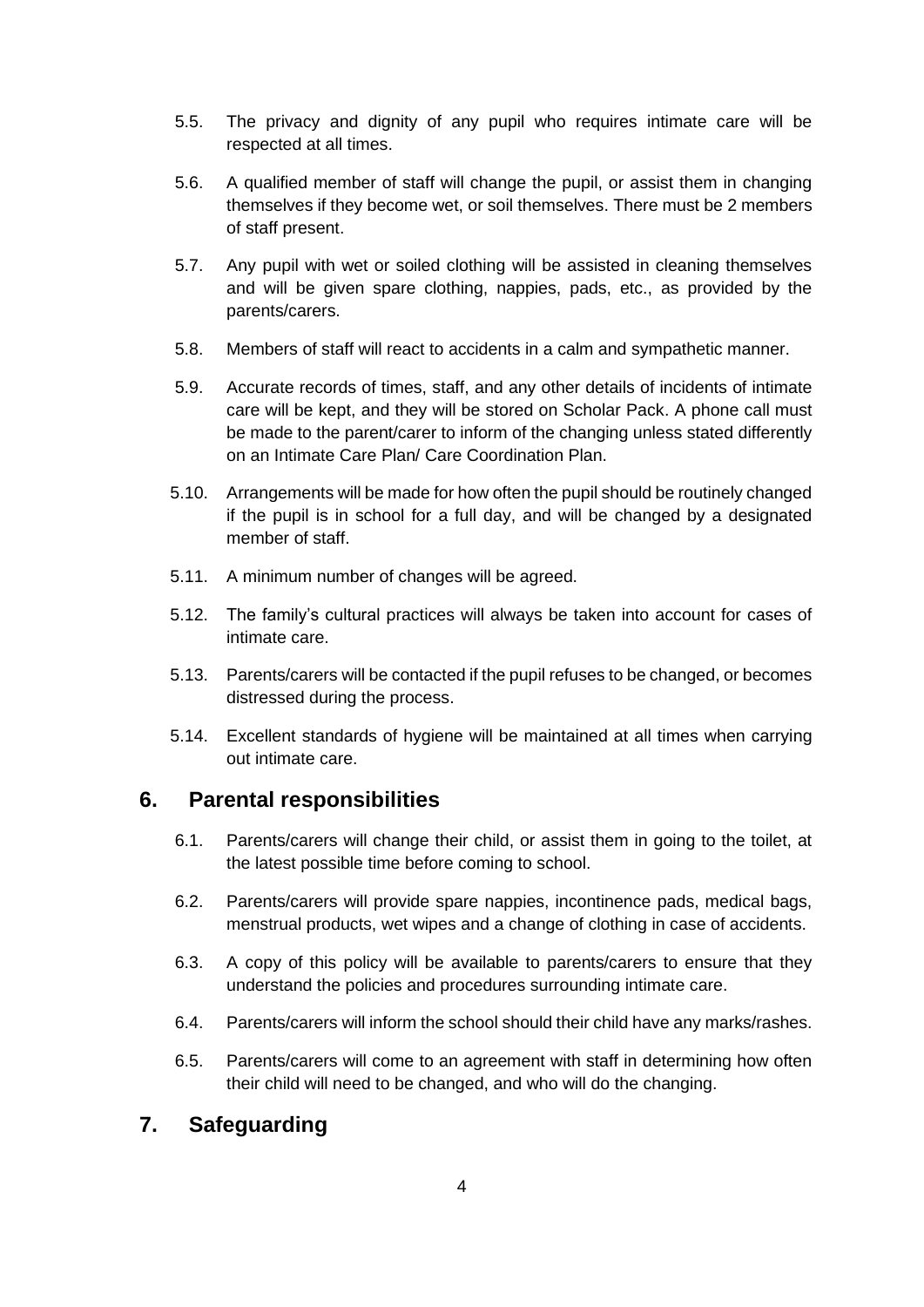5.5. The privacy and dignity of any pupil who requires intimate care will be respected at all times.

5.6. A qualified member of staff will change the pupil, or assist them in changing themselves if they become wet, or soil themselves. There must be 2 members of staff present.

5.7. Any pupil with wet or soiled clothing will be assisted in cleaning themselves and will be given spare clothing, nappies, pads, etc., as provided by the parents/carers.

5.8. Members of staff will react to accidents in a calm and sympathetic manner.

5.9. Accurate records of times, staff, and any other details of incidents of intimate care will be kept, and they will be stored on Scholar Pack. A phone call must be made to the parent/carer to inform of the changing unless stated differently on an Intimate Care Plan/ Care Coordination Plan.

5.10. Arrangements will be made for how often the pupil should be routinely changed if the pupil is in school for a full day, and will be changed by a designated member of staff.

5.11. A minimum number of changes will be agreed.

5.12. The family's cultural practices will always be taken into account for cases of intimate care.

5.13. Parents/carers will be contacted if the pupil refuses to be changed, or becomes distressed during the process.

5.14. Excellent standards of hygiene will be maintained at all times when carrying out intimate care.

## 6. Parental responsibilities

6.1. Parents/carers will change their child, or assist them in going to the toilet, at the latest possible time before coming to school.

6.2. Parents/carers will provide spare nappies, incontinence pads, medical bags, menstrual products, wet wipes and a change of clothing in case of accidents.

6.3. A copy of this policy will be available to parents/carers to ensure that they understand the policies and procedures surrounding intimate care.

6.4. Parents/carers will inform the school should their child have any marks/rashes.

6.5. Parents/carers will come to an agreement with staff in determining how often their child will need to be changed, and who will do the changing.

## 7. Safeguarding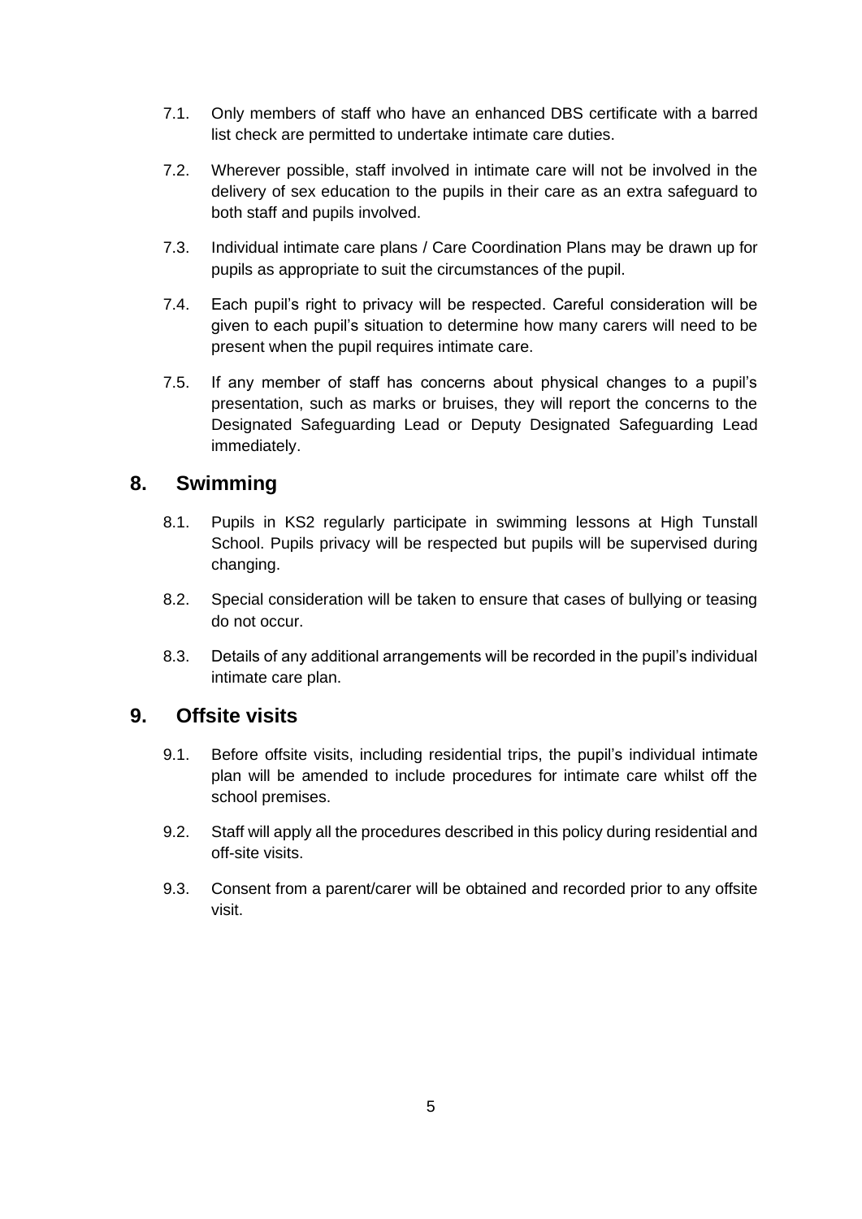7.1. Only members of staff who have an enhanced DBS certificate with a barred list check are permitted to undertake intimate care duties.

7.2. Wherever possible, staff involved in intimate care will not be involved in the delivery of sex education to the pupils in their care as an extra safeguard to both staff and pupils involved.

7.3. Individual intimate care plans / Care Coordination Plans may be drawn up for pupils as appropriate to suit the circumstances of the pupil.

7.4. Each pupil's right to privacy will be respected. Careful consideration will be given to each pupil's situation to determine how many carers will need to be present when the pupil requires intimate care.

7.5. If any member of staff has concerns about physical changes to a pupil's presentation, such as marks or bruises, they will report the concerns to the Designated Safeguarding Lead or Deputy Designated Safeguarding Lead immediately.

## 8. Swimming

8.1. Pupils in KS2 regularly participate in swimming lessons at High Tunstall School. Pupils privacy will be respected but pupils will be supervised during changing.

8.2. Special consideration will be taken to ensure that cases of bullying or teasing do not occur.

8.3. Details of any additional arrangements will be recorded in the pupil's individual intimate care plan.

## 9. Offsite visits

9.1. Before offsite visits, including residential trips, the pupil's individual intimate plan will be amended to include procedures for intimate care whilst off the school premises.

9.2. Staff will apply all the procedures described in this policy during residential and off-site visits.

9.3. Consent from a parent/carer will be obtained and recorded prior to any offsite visit.